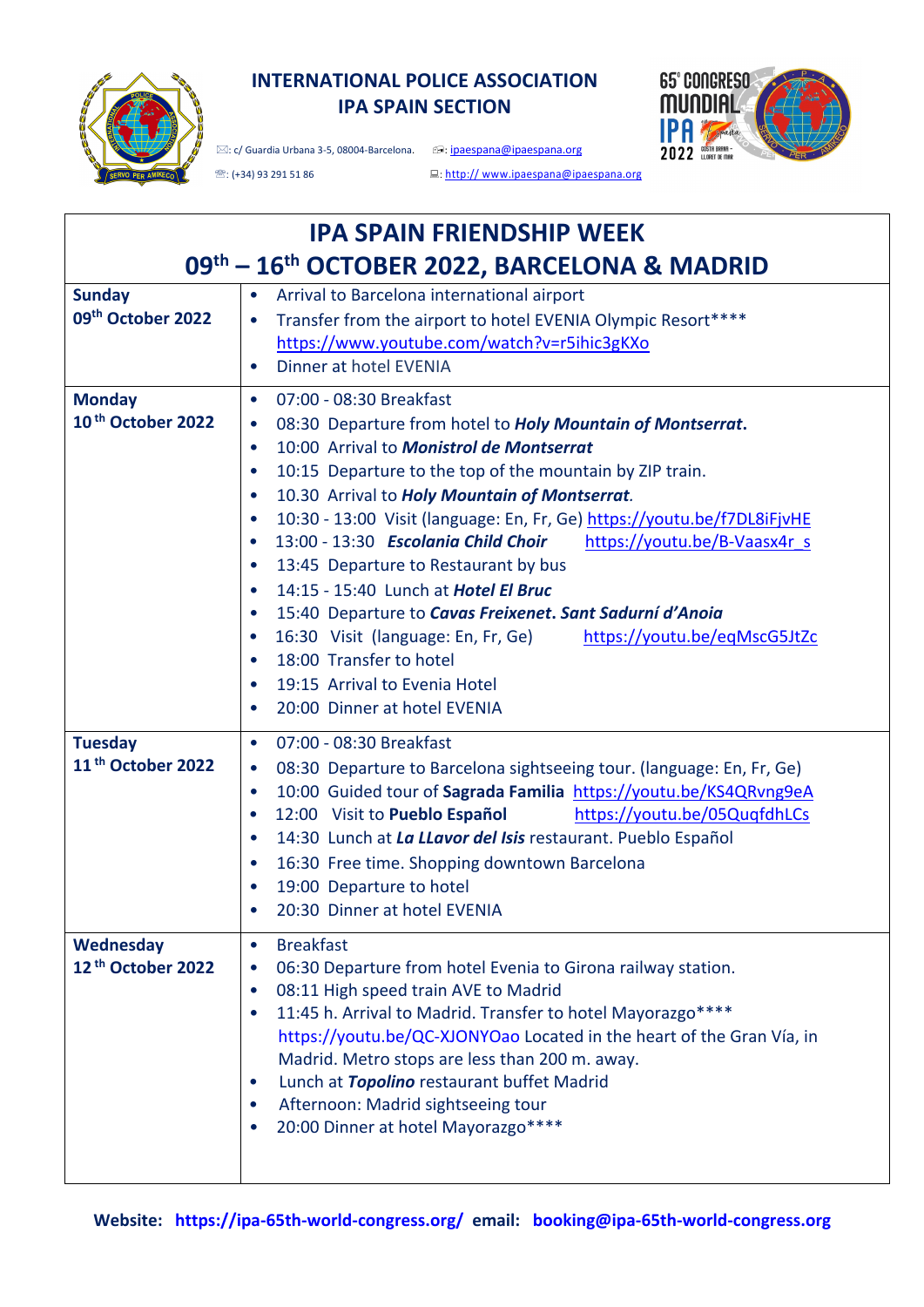# INTERNATIONAL POLICE ASSOCIATION
## IPA SPAIN SECTION

✉: c/ Guardia Urbana 3-5, 08004-Barcelona. 📧: ipaespana@ipaespana.org

☎: (+34) 93 291 51 86 💻: http:// www.ipaespana@ipaespana.org

65° CONGRESO MUNDIAL IPA 2022 COSTA BRAVA - LLORET DE MAR

| IPA SPAIN FRIENDSHIP WEEK<br>09th – 16th OCTOBER 2022, BARCELONA & MADRID | |
|---|---|
| **Sunday**<br>**09th October 2022** | • Arrival to Barcelona international airport<br>• Transfer from the airport to hotel EVENIA Olympic Resort****<br>https://www.youtube.com/watch?v=r5ihic3gKXo<br>• Dinner at hotel EVENIA |
| **Monday**<br>**10th October 2022** | • 07:00 - 08:30 Breakfast<br>• 08:30 Departure from hotel to ***Holy Mountain of Montserrat***.<br>• 10:00 Arrival to ***Monistrol de Montserrat***<br>• 10:15 Departure to the top of the mountain by ZIP train.<br>• 10.30 Arrival to ***Holy Mountain of Montserrat***.<br>• 10:30 - 13:00 Visit (language: En, Fr, Ge) https://youtu.be/f7DL8iFjvHE<br>• 13:00 - 13:30 ***Escolania Child Choir*** https://youtu.be/B-Vaasx4r_s<br>• 13:45 Departure to Restaurant by bus<br>• 14:15 - 15:40 Lunch at ***Hotel El Bruc***<br>• 15:40 Departure to ***Cavas Freixenet***. ***Sant Sadurní d'Anoia***<br>• 16:30 Visit (language: En, Fr, Ge) https://youtu.be/eqMscG5JtZc<br>• 18:00 Transfer to hotel<br>• 19:15 Arrival to Evenia Hotel<br>• 20:00 Dinner at hotel EVENIA |
| **Tuesday**<br>**11th October 2022** | • 07:00 - 08:30 Breakfast<br>• 08:30 Departure to Barcelona sightseeing tour. (language: En, Fr, Ge)<br>• 10:00 Guided tour of **Sagrada Familia** https://youtu.be/KS4QRvng9eA<br>• 12:00 Visit to **Pueblo Español** https://youtu.be/05QuqfdhLCs<br>• 14:30 Lunch at ***La LLavor del Isis*** restaurant. Pueblo Español<br>• 16:30 Free time. Shopping downtown Barcelona<br>• 19:00 Departure to hotel<br>• 20:30 Dinner at hotel EVENIA |
| **Wednesday**<br>**12th October 2022** | • Breakfast<br>• 06:30 Departure from hotel Evenia to Girona railway station.<br>• 08:11 High speed train AVE to Madrid<br>• 11:45 h. Arrival to Madrid. Transfer to hotel Mayorazgo****<br>https://youtu.be/QC-XJONYOao Located in the heart of the Gran Vía, in Madrid. Metro stops are less than 200 m. away.<br>• Lunch at ***Topolino*** restaurant buffet Madrid<br>• Afternoon: Madrid sightseeing tour<br>• 20:00 Dinner at hotel Mayorazgo**** |

**Website: https://ipa-65th-world-congress.org/ email: booking@ipa-65th-world-congress.org**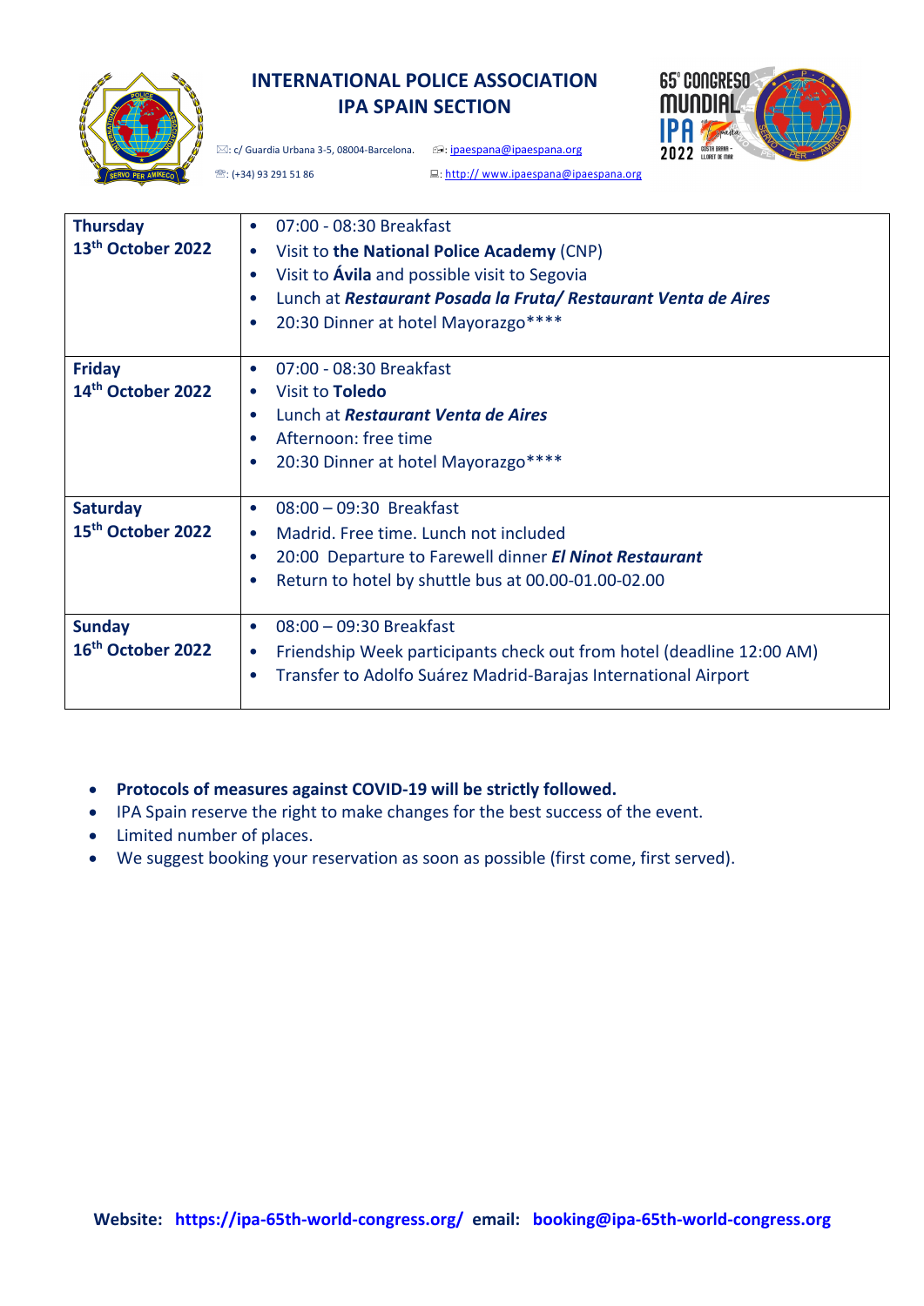**INTERNATIONAL POLICE ASSOCIATION**
**IPA SPAIN SECTION**

✉: c/ Guardia Urbana 3-5, 08004-Barcelona. ☎: (+34) 93 291 51 86

📧: ipaespana@ipaespana.org 💻: http:// www.ipaespana@ipaespana.org

| | |
|---|---|
| **Thursday 13th October 2022** | • 07:00 - 08:30 Breakfast<br>• Visit to **the National Police Academy** (CNP)<br>• Visit to **Ávila** and possible visit to Segovia<br>• Lunch at ***Restaurant Posada la Fruta/ Restaurant Venta de Aires***<br>• 20:30 Dinner at hotel Mayorazgo**** |
| **Friday 14th October 2022** | • 07:00 - 08:30 Breakfast<br>• Visit to **Toledo**<br>• Lunch at ***Restaurant Venta de Aires***<br>• Afternoon: free time<br>• 20:30 Dinner at hotel Mayorazgo**** |
| **Saturday 15th October 2022** | • 08:00 – 09:30 Breakfast<br>• Madrid. Free time. Lunch not included<br>• 20:00 Departure to Farewell dinner ***El Ninot Restaurant***<br>• Return to hotel by shuttle bus at 00.00-01.00-02.00 |
| **Sunday 16th October 2022** | • 08:00 – 09:30 Breakfast<br>• Friendship Week participants check out from hotel (deadline 12:00 AM)<br>• Transfer to Adolfo Suárez Madrid-Barajas International Airport |

- **Protocols of measures against COVID-19 will be strictly followed.**
- IPA Spain reserve the right to make changes for the best success of the event.
- Limited number of places.
- We suggest booking your reservation as soon as possible (first come, first served).

**Website: https://ipa-65th-world-congress.org/ email: booking@ipa-65th-world-congress.org**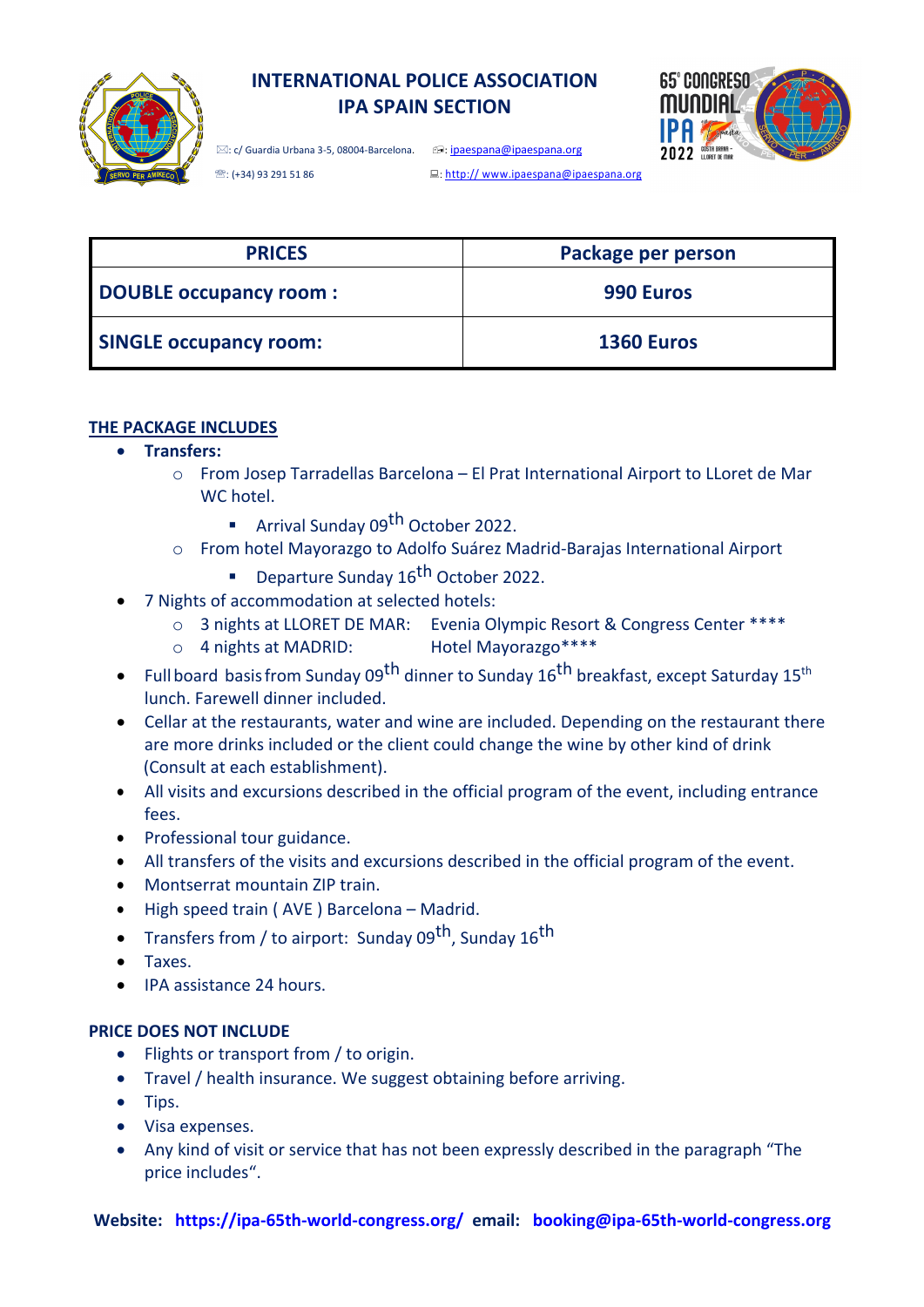# INTERNATIONAL POLICE ASSOCIATION
## IPA SPAIN SECTION

✉: c/ Guardia Urbana 3-5, 08004-Barcelona. ✉: ipaespana@ipaespana.org

☎: (+34) 93 291 51 86 💻: http:// www.ipaespana@ipaespana.org

| PRICES | Package per person |
|---|---|
| **DOUBLE occupancy room :** | **990 Euros** |
| **SINGLE occupancy room:** | **1360 Euros** |

## THE PACKAGE INCLUDES

- **Transfers:**
  - From Josep Tarradellas Barcelona – El Prat International Airport to LLoret de Mar WC hotel.
    - Arrival Sunday 09th October 2022.
  - From hotel Mayorazgo to Adolfo Suárez Madrid-Barajas International Airport
    - Departure Sunday 16th October 2022.
- 7 Nights of accommodation at selected hotels:
  - 3 nights at LLORET DE MAR: Evenia Olympic Resort & Congress Center ****
  - 4 nights at MADRID: Hotel Mayorazgo****
- Full board basis from Sunday 09th dinner to Sunday 16th breakfast, except Saturday 15th lunch. Farewell dinner included.
- Cellar at the restaurants, water and wine are included. Depending on the restaurant there are more drinks included or the client could change the wine by other kind of drink (Consult at each establishment).
- All visits and excursions described in the official program of the event, including entrance fees.
- Professional tour guidance.
- All transfers of the visits and excursions described in the official program of the event.
- Montserrat mountain ZIP train.
- High speed train ( AVE ) Barcelona – Madrid.
- Transfers from / to airport: Sunday 09th, Sunday 16th
- Taxes.
- IPA assistance 24 hours.

## PRICE DOES NOT INCLUDE

- Flights or transport from / to origin.
- Travel / health insurance. We suggest obtaining before arriving.
- Tips.
- Visa expenses.
- Any kind of visit or service that has not been expressly described in the paragraph "The price includes".

**Website: https://ipa-65th-world-congress.org/ email: booking@ipa-65th-world-congress.org**